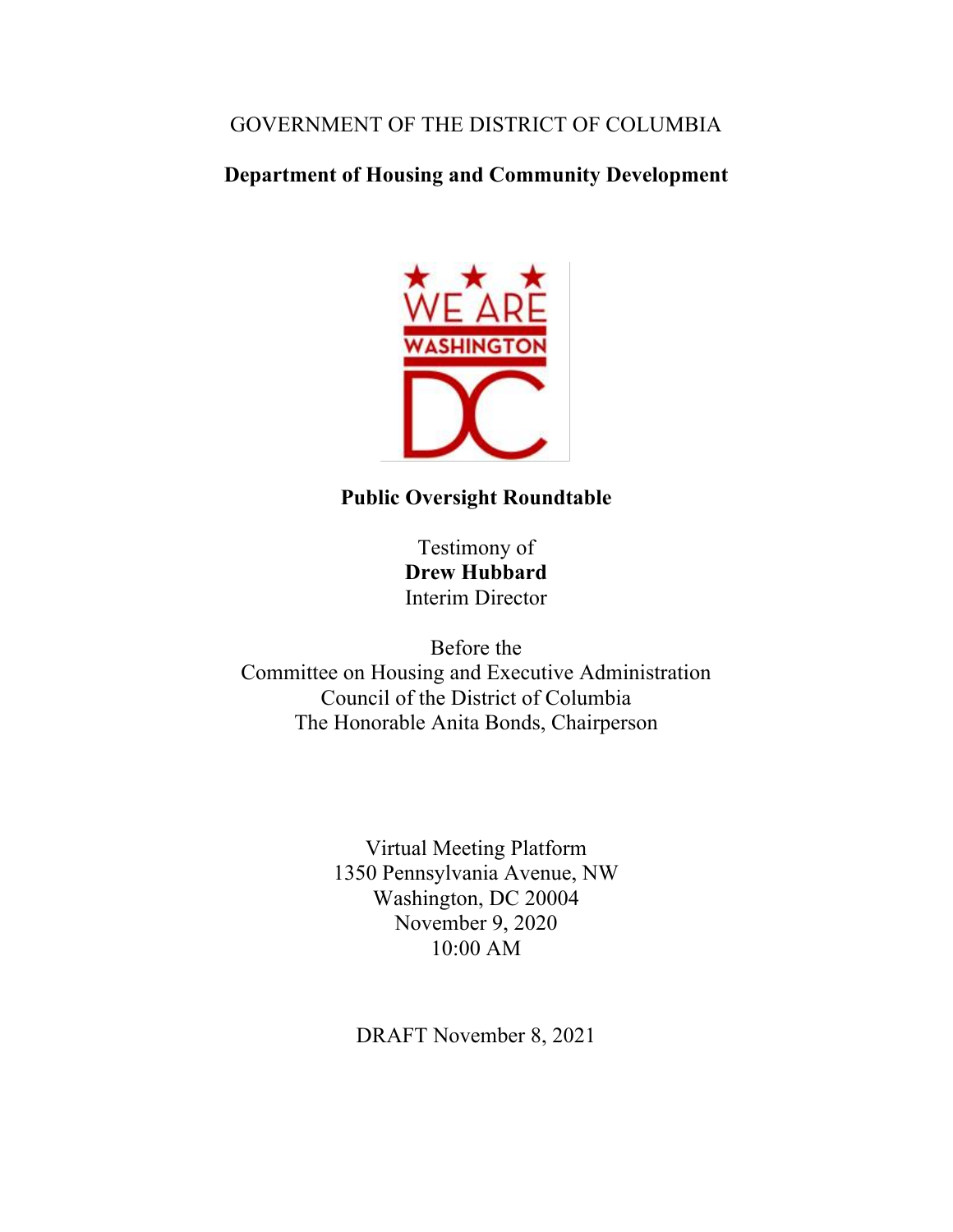GOVERNMENT OF THE DISTRICT OF COLUMBIA

**Department of Housing and Community Development**

**Public Oversight Roundtable**

Testimony of
**Drew Hubbard**
Interim Director

Before the
Committee on Housing and Executive Administration
Council of the District of Columbia
The Honorable Anita Bonds, Chairperson

Virtual Meeting Platform
1350 Pennsylvania Avenue, NW
Washington, DC 20004
November 9, 2020
10:00 AM

DRAFT November 8, 2021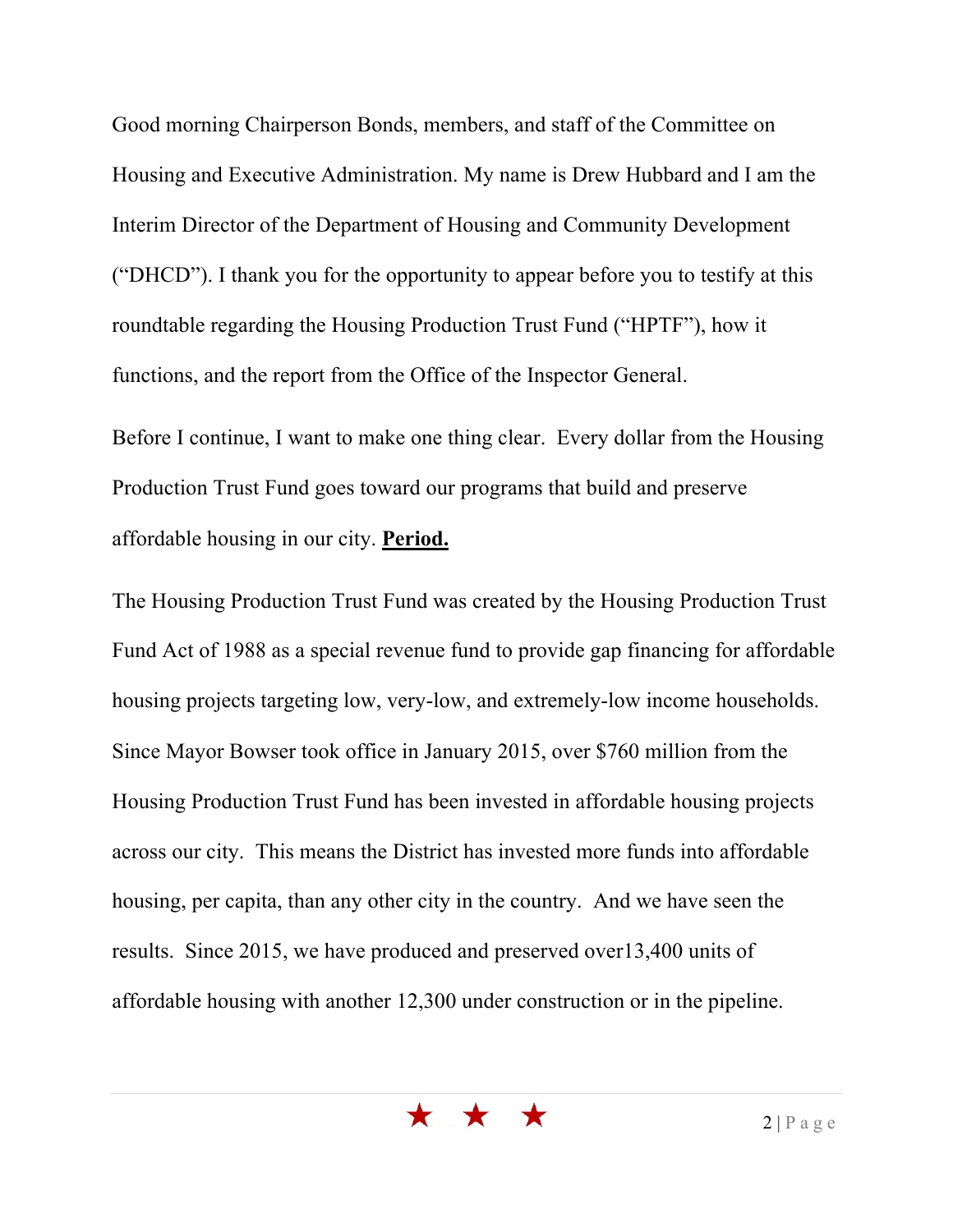Good morning Chairperson Bonds, members, and staff of the Committee on Housing and Executive Administration. My name is Drew Hubbard and I am the Interim Director of the Department of Housing and Community Development ("DHCD"). I thank you for the opportunity to appear before you to testify at this roundtable regarding the Housing Production Trust Fund ("HPTF"), how it functions, and the report from the Office of the Inspector General.

Before I continue, I want to make one thing clear. Every dollar from the Housing Production Trust Fund goes toward our programs that build and preserve affordable housing in our city. <u>**Period.**</u>

The Housing Production Trust Fund was created by the Housing Production Trust Fund Act of 1988 as a special revenue fund to provide gap financing for affordable housing projects targeting low, very-low, and extremely-low income households. Since Mayor Bowser took office in January 2015, over $760 million from the Housing Production Trust Fund has been invested in affordable housing projects across our city. This means the District has invested more funds into affordable housing, per capita, than any other city in the country. And we have seen the results. Since 2015, we have produced and preserved over13,400 units of affordable housing with another 12,300 under construction or in the pipeline.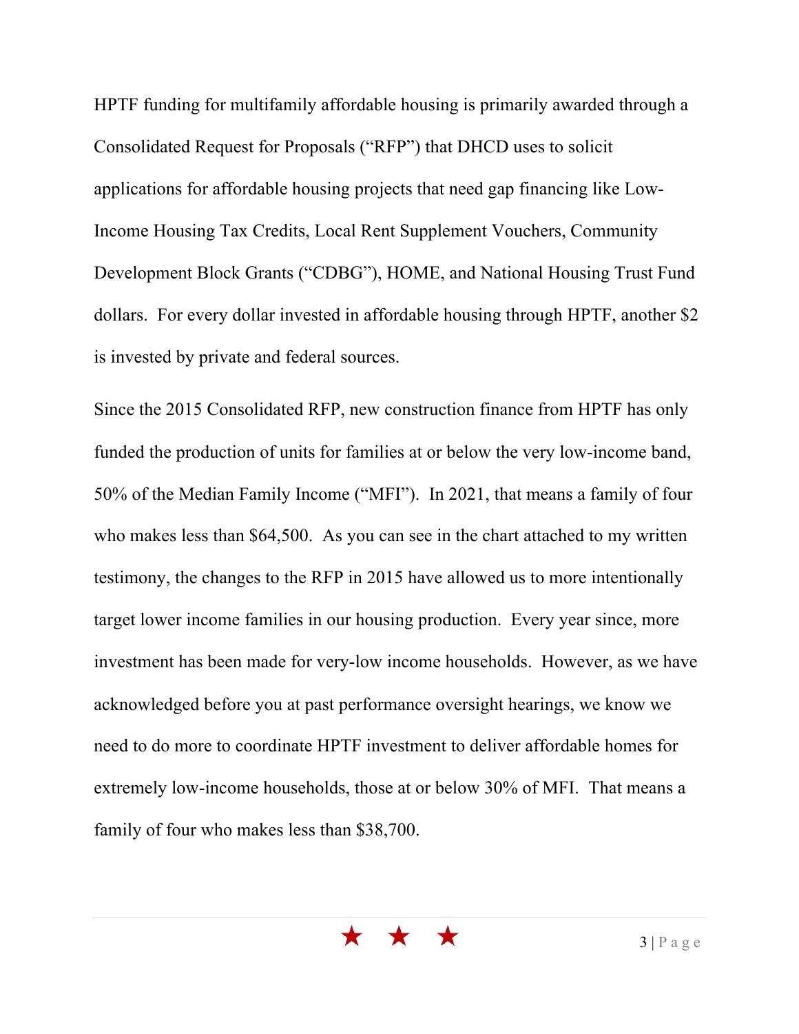HPTF funding for multifamily affordable housing is primarily awarded through a Consolidated Request for Proposals ("RFP") that DHCD uses to solicit applications for affordable housing projects that need gap financing like Low-Income Housing Tax Credits, Local Rent Supplement Vouchers, Community Development Block Grants ("CDBG"), HOME, and National Housing Trust Fund dollars. For every dollar invested in affordable housing through HPTF, another $2 is invested by private and federal sources.

Since the 2015 Consolidated RFP, new construction finance from HPTF has only funded the production of units for families at or below the very low-income band, 50% of the Median Family Income ("MFI"). In 2021, that means a family of four who makes less than $64,500. As you can see in the chart attached to my written testimony, the changes to the RFP in 2015 have allowed us to more intentionally target lower income families in our housing production. Every year since, more investment has been made for very-low income households. However, as we have acknowledged before you at past performance oversight hearings, we know we need to do more to coordinate HPTF investment to deliver affordable homes for extremely low-income households, those at or below 30% of MFI. That means a family of four who makes less than $38,700.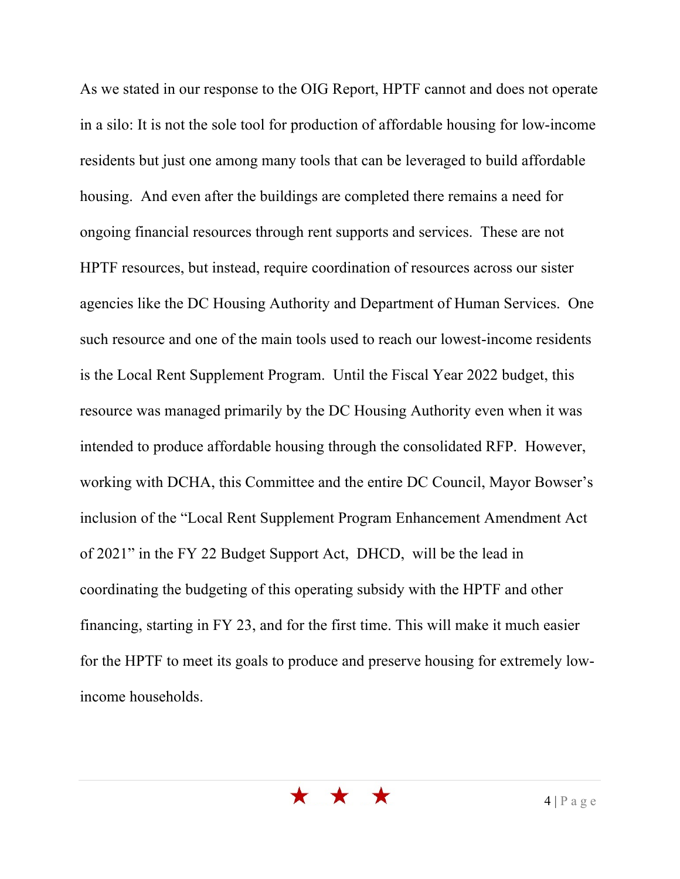As we stated in our response to the OIG Report, HPTF cannot and does not operate in a silo: It is not the sole tool for production of affordable housing for low-income residents but just one among many tools that can be leveraged to build affordable housing. And even after the buildings are completed there remains a need for ongoing financial resources through rent supports and services. These are not HPTF resources, but instead, require coordination of resources across our sister agencies like the DC Housing Authority and Department of Human Services. One such resource and one of the main tools used to reach our lowest-income residents is the Local Rent Supplement Program. Until the Fiscal Year 2022 budget, this resource was managed primarily by the DC Housing Authority even when it was intended to produce affordable housing through the consolidated RFP. However, working with DCHA, this Committee and the entire DC Council, Mayor Bowser's inclusion of the "Local Rent Supplement Program Enhancement Amendment Act of 2021" in the FY 22 Budget Support Act, DHCD, will be the lead in coordinating the budgeting of this operating subsidy with the HPTF and other financing, starting in FY 23, and for the first time. This will make it much easier for the HPTF to meet its goals to produce and preserve housing for extremely low-income households.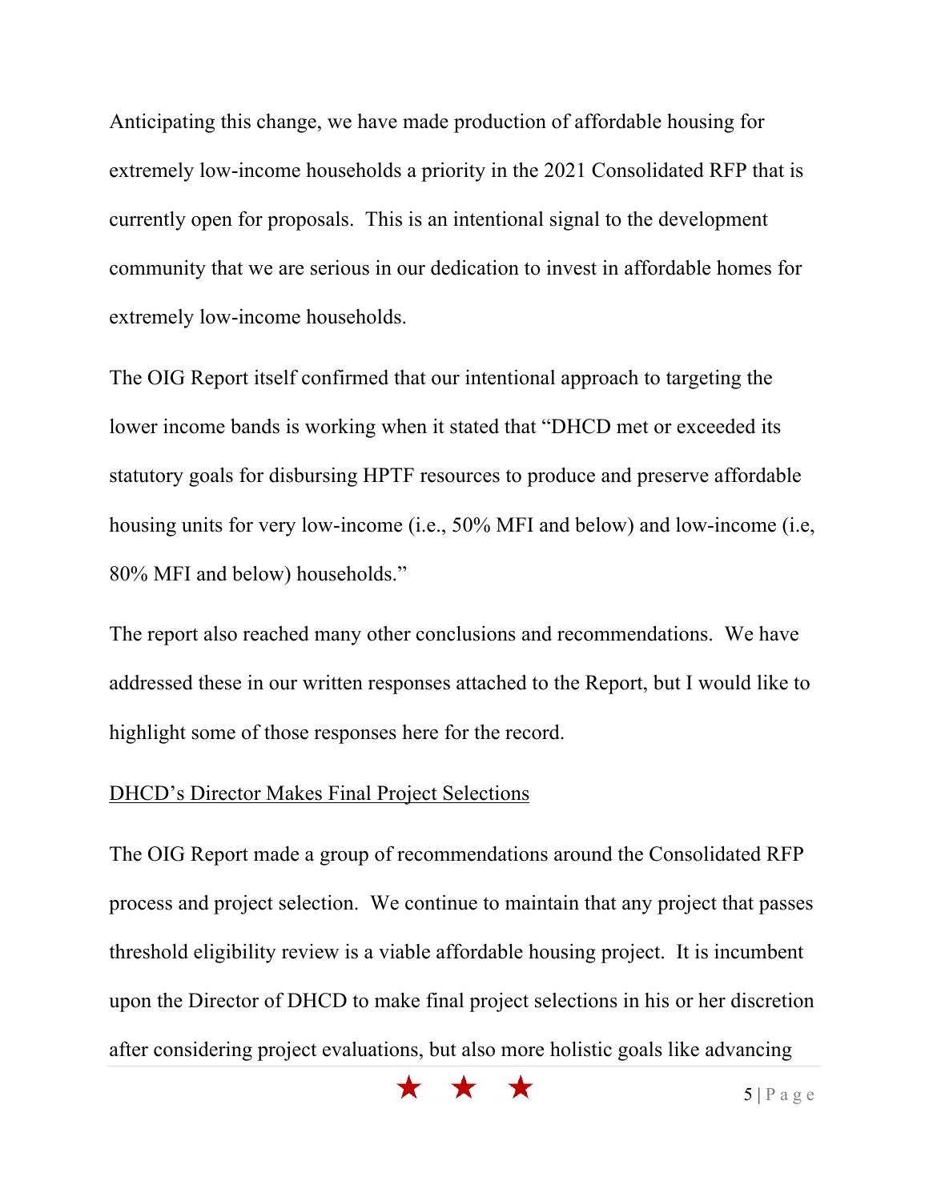Anticipating this change, we have made production of affordable housing for extremely low-income households a priority in the 2021 Consolidated RFP that is currently open for proposals. This is an intentional signal to the development community that we are serious in our dedication to invest in affordable homes for extremely low-income households.

The OIG Report itself confirmed that our intentional approach to targeting the lower income bands is working when it stated that "DHCD met or exceeded its statutory goals for disbursing HPTF resources to produce and preserve affordable housing units for very low-income (i.e., 50% MFI and below) and low-income (i.e, 80% MFI and below) households."

The report also reached many other conclusions and recommendations. We have addressed these in our written responses attached to the Report, but I would like to highlight some of those responses here for the record.

<u>DHCD's Director Makes Final Project Selections</u>

The OIG Report made a group of recommendations around the Consolidated RFP process and project selection. We continue to maintain that any project that passes threshold eligibility review is a viable affordable housing project. It is incumbent upon the Director of DHCD to make final project selections in his or her discretion after considering project evaluations, but also more holistic goals like advancing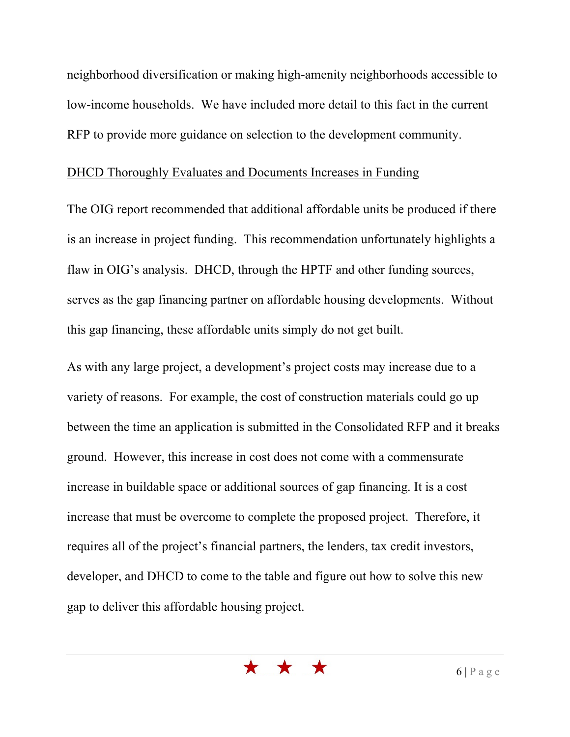neighborhood diversification or making high-amenity neighborhoods accessible to low-income households. We have included more detail to this fact in the current RFP to provide more guidance on selection to the development community.

<u>DHCD Thoroughly Evaluates and Documents Increases in Funding</u>

The OIG report recommended that additional affordable units be produced if there is an increase in project funding. This recommendation unfortunately highlights a flaw in OIG's analysis. DHCD, through the HPTF and other funding sources, serves as the gap financing partner on affordable housing developments. Without this gap financing, these affordable units simply do not get built.

As with any large project, a development's project costs may increase due to a variety of reasons. For example, the cost of construction materials could go up between the time an application is submitted in the Consolidated RFP and it breaks ground. However, this increase in cost does not come with a commensurate increase in buildable space or additional sources of gap financing. It is a cost increase that must be overcome to complete the proposed project. Therefore, it requires all of the project's financial partners, the lenders, tax credit investors, developer, and DHCD to come to the table and figure out how to solve this new gap to deliver this affordable housing project.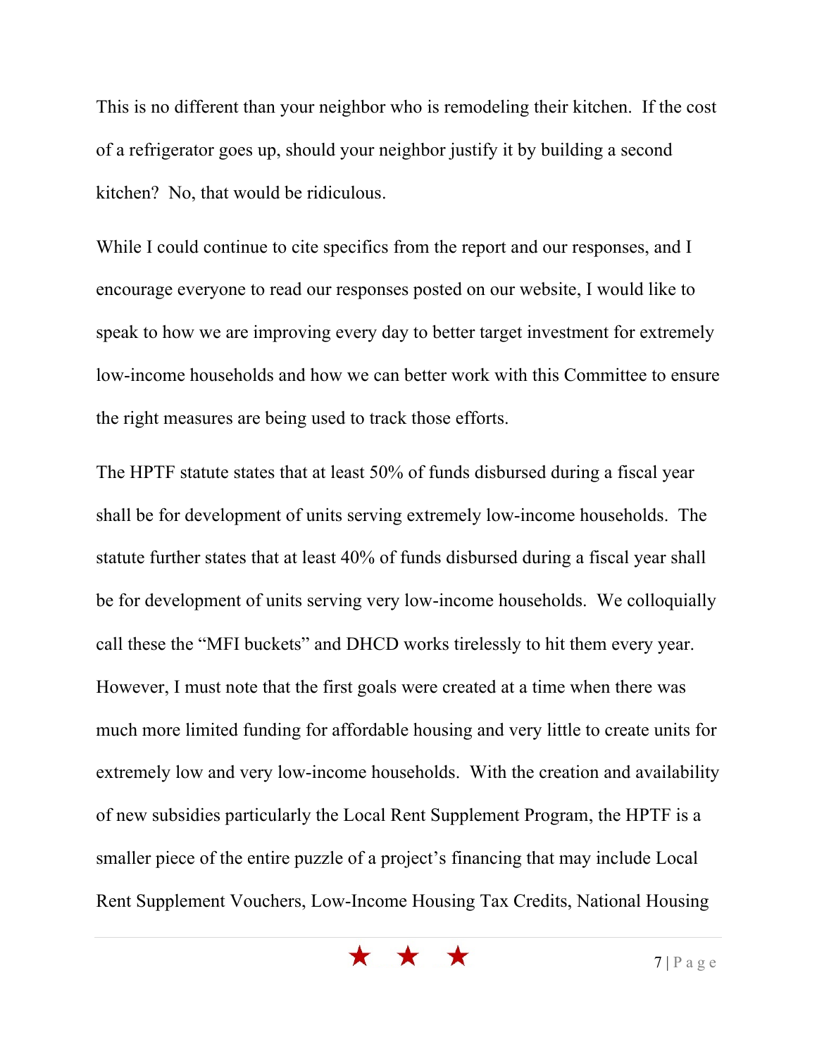This is no different than your neighbor who is remodeling their kitchen. If the cost of a refrigerator goes up, should your neighbor justify it by building a second kitchen? No, that would be ridiculous.

While I could continue to cite specifics from the report and our responses, and I encourage everyone to read our responses posted on our website, I would like to speak to how we are improving every day to better target investment for extremely low-income households and how we can better work with this Committee to ensure the right measures are being used to track those efforts.

The HPTF statute states that at least 50% of funds disbursed during a fiscal year shall be for development of units serving extremely low-income households. The statute further states that at least 40% of funds disbursed during a fiscal year shall be for development of units serving very low-income households. We colloquially call these the "MFI buckets" and DHCD works tirelessly to hit them every year. However, I must note that the first goals were created at a time when there was much more limited funding for affordable housing and very little to create units for extremely low and very low-income households. With the creation and availability of new subsidies particularly the Local Rent Supplement Program, the HPTF is a smaller piece of the entire puzzle of a project's financing that may include Local Rent Supplement Vouchers, Low-Income Housing Tax Credits, National Housing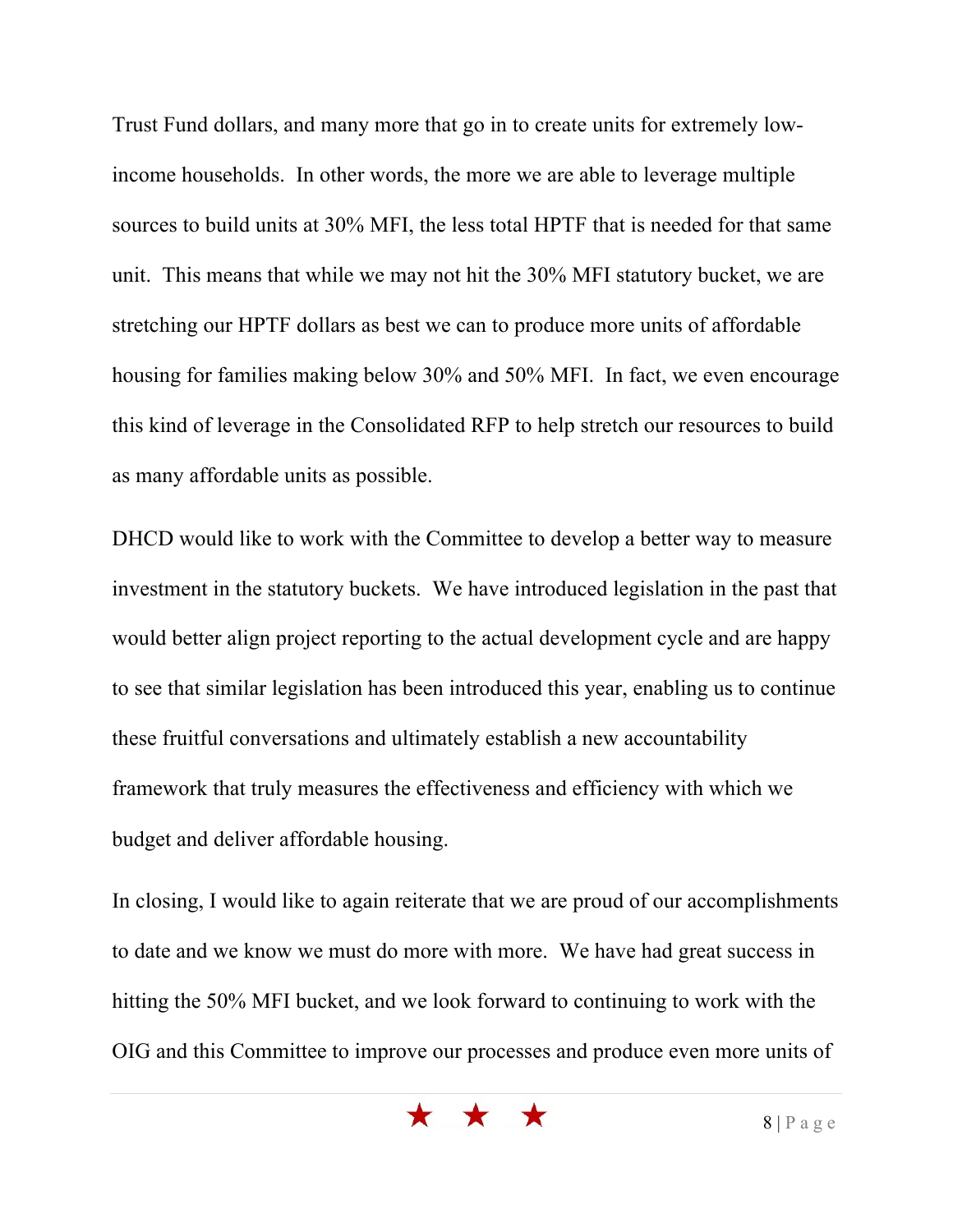Trust Fund dollars, and many more that go in to create units for extremely low-income households. In other words, the more we are able to leverage multiple sources to build units at 30% MFI, the less total HPTF that is needed for that same unit. This means that while we may not hit the 30% MFI statutory bucket, we are stretching our HPTF dollars as best we can to produce more units of affordable housing for families making below 30% and 50% MFI. In fact, we even encourage this kind of leverage in the Consolidated RFP to help stretch our resources to build as many affordable units as possible.

DHCD would like to work with the Committee to develop a better way to measure investment in the statutory buckets. We have introduced legislation in the past that would better align project reporting to the actual development cycle and are happy to see that similar legislation has been introduced this year, enabling us to continue these fruitful conversations and ultimately establish a new accountability framework that truly measures the effectiveness and efficiency with which we budget and deliver affordable housing.

In closing, I would like to again reiterate that we are proud of our accomplishments to date and we know we must do more with more. We have had great success in hitting the 50% MFI bucket, and we look forward to continuing to work with the OIG and this Committee to improve our processes and produce even more units of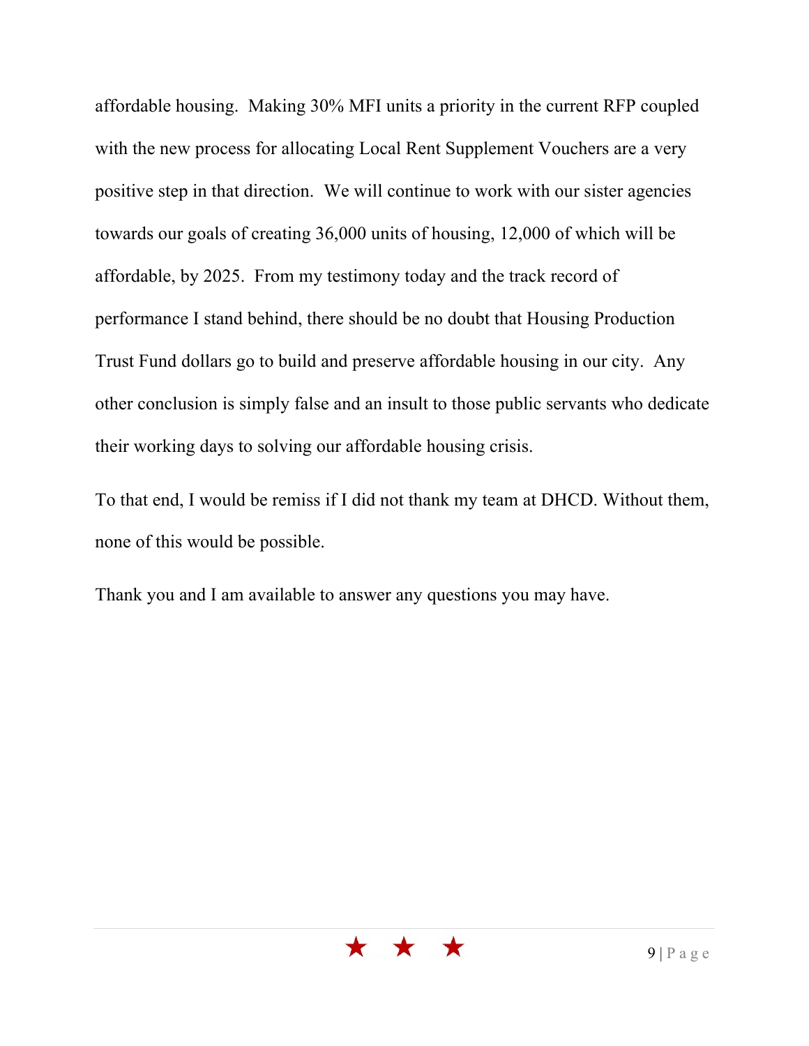affordable housing. Making 30% MFI units a priority in the current RFP coupled with the new process for allocating Local Rent Supplement Vouchers are a very positive step in that direction. We will continue to work with our sister agencies towards our goals of creating 36,000 units of housing, 12,000 of which will be affordable, by 2025. From my testimony today and the track record of performance I stand behind, there should be no doubt that Housing Production Trust Fund dollars go to build and preserve affordable housing in our city. Any other conclusion is simply false and an insult to those public servants who dedicate their working days to solving our affordable housing crisis.

To that end, I would be remiss if I did not thank my team at DHCD. Without them, none of this would be possible.

Thank you and I am available to answer any questions you may have.